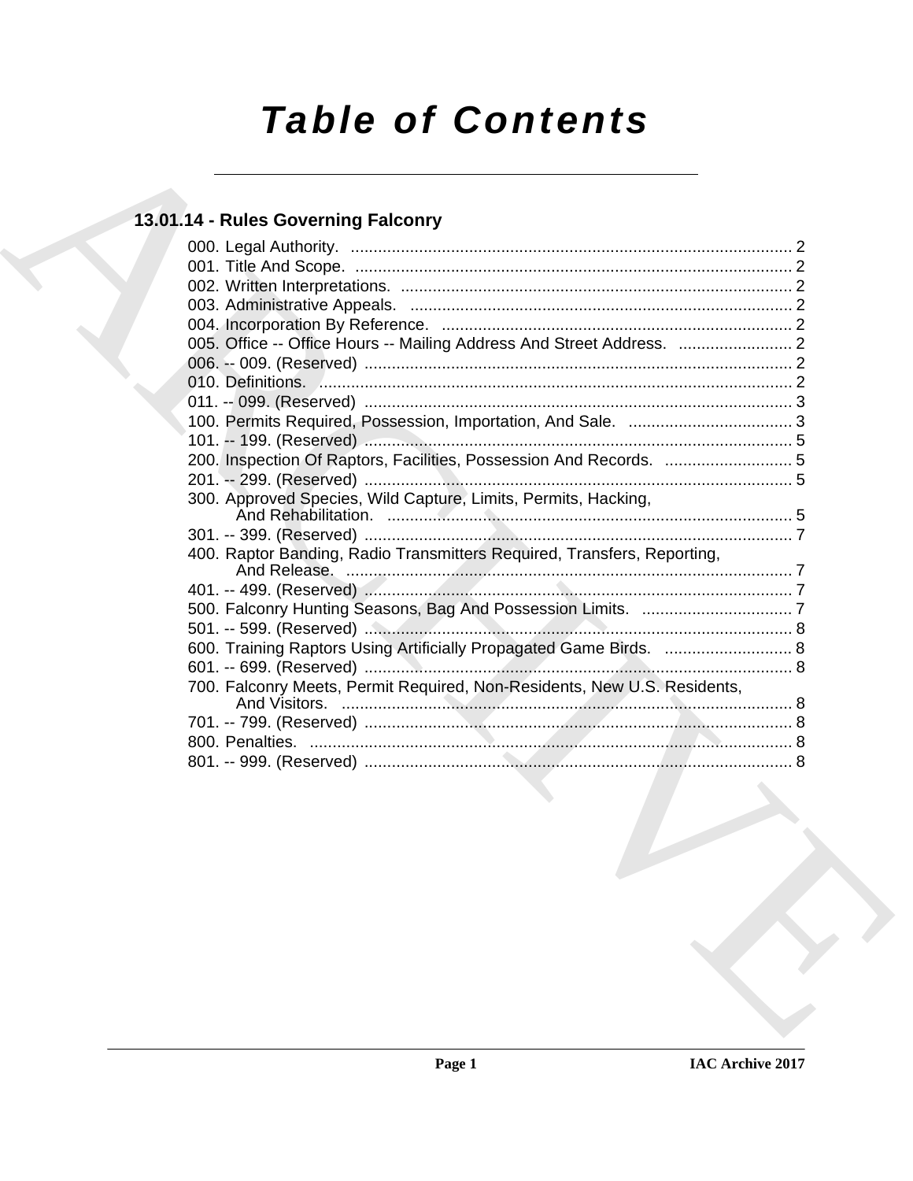# Table of Contents

## 13.01.14 - Rules Governing Falconry

000. Legal Authority. ..... 2
001. Title And Scope. ..... 2
002. Written Interpretations. ..... 2
003. Administrative Appeals. ..... 2
004. Incorporation By Reference. ..... 2
005. Office -- Office Hours -- Mailing Address And Street Address. ..... 2
006. -- 009. (Reserved) ..... 2
010. Definitions. ..... 2
011. -- 099. (Reserved) ..... 3
100. Permits Required, Possession, Importation, And Sale. ..... 3
101. -- 199. (Reserved) ..... 5
200. Inspection Of Raptors, Facilities, Possession And Records. ..... 5
201. -- 299. (Reserved) ..... 5
300. Approved Species, Wild Capture, Limits, Permits, Hacking, And Rehabilitation. ..... 5
301. -- 399. (Reserved) ..... 7
400. Raptor Banding, Radio Transmitters Required, Transfers, Reporting, And Release. ..... 7
401. -- 499. (Reserved) ..... 7
500. Falconry Hunting Seasons, Bag And Possession Limits. ..... 7
501. -- 599. (Reserved) ..... 8
600. Training Raptors Using Artificially Propagated Game Birds. ..... 8
601. -- 699. (Reserved) ..... 8
700. Falconry Meets, Permit Required, Non-Residents, New U.S. Residents, And Visitors. ..... 8
701. -- 799. (Reserved) ..... 8
800. Penalties. ..... 8
801. -- 999. (Reserved) ..... 8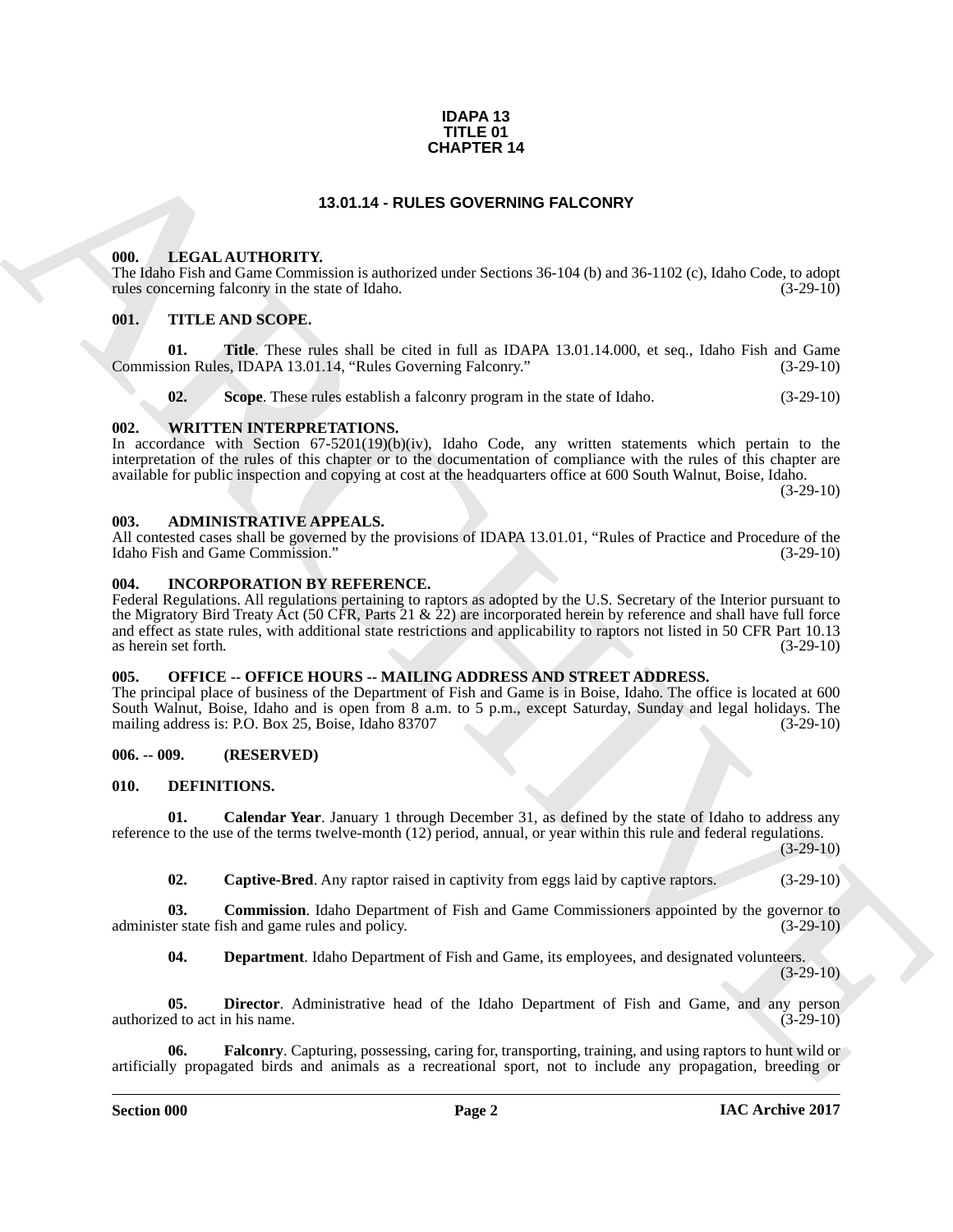**IDAPA 13**
**TITLE 01**
**CHAPTER 14**

# 13.01.14 - RULES GOVERNING FALCONRY

## 000. LEGAL AUTHORITY.

The Idaho Fish and Game Commission is authorized under Sections 36-104 (b) and 36-1102 (c), Idaho Code, to adopt rules concerning falconry in the state of Idaho. (3-29-10)

## 001. TITLE AND SCOPE.

**01. Title**. These rules shall be cited in full as IDAPA 13.01.14.000, et seq., Idaho Fish and Game Commission Rules, IDAPA 13.01.14, "Rules Governing Falconry." (3-29-10)

**02. Scope**. These rules establish a falconry program in the state of Idaho. (3-29-10)

## 002. WRITTEN INTERPRETATIONS.

In accordance with Section 67-5201(19)(b)(iv), Idaho Code, any written statements which pertain to the interpretation of the rules of this chapter or to the documentation of compliance with the rules of this chapter are available for public inspection and copying at cost at the headquarters office at 600 South Walnut, Boise, Idaho. (3-29-10)

## 003. ADMINISTRATIVE APPEALS.

All contested cases shall be governed by the provisions of IDAPA 13.01.01, "Rules of Practice and Procedure of the Idaho Fish and Game Commission." (3-29-10)

## 004. INCORPORATION BY REFERENCE.

Federal Regulations. All regulations pertaining to raptors as adopted by the U.S. Secretary of the Interior pursuant to the Migratory Bird Treaty Act (50 CFR, Parts 21 & 22) are incorporated herein by reference and shall have full force and effect as state rules, with additional state restrictions and applicability to raptors not listed in 50 CFR Part 10.13 as herein set forth. (3-29-10)

## 005. OFFICE -- OFFICE HOURS -- MAILING ADDRESS AND STREET ADDRESS.

The principal place of business of the Department of Fish and Game is in Boise, Idaho. The office is located at 600 South Walnut, Boise, Idaho and is open from 8 a.m. to 5 p.m., except Saturday, Sunday and legal holidays. The mailing address is: P.O. Box 25, Boise, Idaho 83707 (3-29-10)

## 006. -- 009. (RESERVED)

## 010. DEFINITIONS.

**01. Calendar Year**. January 1 through December 31, as defined by the state of Idaho to address any reference to the use of the terms twelve-month (12) period, annual, or year within this rule and federal regulations. (3-29-10)

**02. Captive-Bred**. Any raptor raised in captivity from eggs laid by captive raptors. (3-29-10)

**03. Commission**. Idaho Department of Fish and Game Commissioners appointed by the governor to administer state fish and game rules and policy. (3-29-10)

**04. Department**. Idaho Department of Fish and Game, its employees, and designated volunteers. (3-29-10)

**05. Director**. Administrative head of the Idaho Department of Fish and Game, and any person authorized to act in his name. (3-29-10)

**06. Falconry**. Capturing, possessing, caring for, transporting, training, and using raptors to hunt wild or artificially propagated birds and animals as a recreational sport, not to include any propagation, breeding or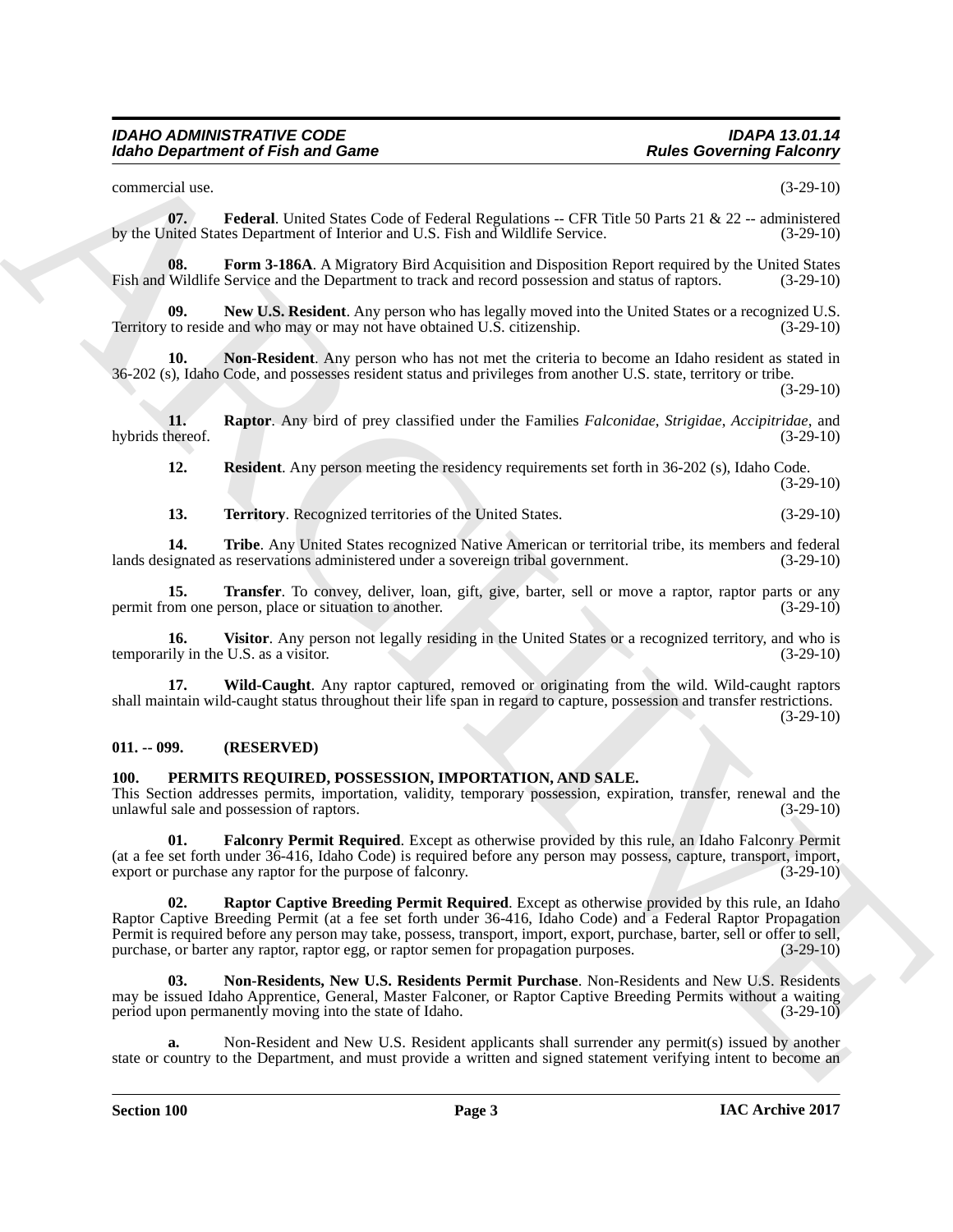commercial use. (3-29-10)

**07. Federal**. United States Code of Federal Regulations -- CFR Title 50 Parts 21 & 22 -- administered by the United States Department of Interior and U.S. Fish and Wildlife Service. (3-29-10)

**08. Form 3-186A**. A Migratory Bird Acquisition and Disposition Report required by the United States Fish and Wildlife Service and the Department to track and record possession and status of raptors. (3-29-10)

**09. New U.S. Resident**. Any person who has legally moved into the United States or a recognized U.S. Territory to reside and who may or may not have obtained U.S. citizenship. (3-29-10)

**10. Non-Resident**. Any person who has not met the criteria to become an Idaho resident as stated in 36-202 (s), Idaho Code, and possesses resident status and privileges from another U.S. state, territory or tribe. (3-29-10)

**11. Raptor**. Any bird of prey classified under the Families *Falconidae*, *Strigidae*, *Accipitridae*, and hybrids thereof. (3-29-10)

**12. Resident**. Any person meeting the residency requirements set forth in 36-202 (s), Idaho Code. (3-29-10)

**13. Territory**. Recognized territories of the United States. (3-29-10)

**14. Tribe**. Any United States recognized Native American or territorial tribe, its members and federal lands designated as reservations administered under a sovereign tribal government. (3-29-10)

**15. Transfer**. To convey, deliver, loan, gift, give, barter, sell or move a raptor, raptor parts or any permit from one person, place or situation to another. (3-29-10)

**16. Visitor**. Any person not legally residing in the United States or a recognized territory, and who is temporarily in the U.S. as a visitor. (3-29-10)

**17. Wild-Caught**. Any raptor captured, removed or originating from the wild. Wild-caught raptors shall maintain wild-caught status throughout their life span in regard to capture, possession and transfer restrictions. (3-29-10)

## 011. -- 099. (RESERVED)

## 100. PERMITS REQUIRED, POSSESSION, IMPORTATION, AND SALE.

This Section addresses permits, importation, validity, temporary possession, expiration, transfer, renewal and the unlawful sale and possession of raptors. (3-29-10)

**01. Falconry Permit Required**. Except as otherwise provided by this rule, an Idaho Falconry Permit (at a fee set forth under 36-416, Idaho Code) is required before any person may possess, capture, transport, import, export or purchase any raptor for the purpose of falconry. (3-29-10)

**02. Raptor Captive Breeding Permit Required**. Except as otherwise provided by this rule, an Idaho Raptor Captive Breeding Permit (at a fee set forth under 36-416, Idaho Code) and a Federal Raptor Propagation Permit is required before any person may take, possess, transport, import, export, purchase, barter, sell or offer to sell, purchase, or barter any raptor, raptor egg, or raptor semen for propagation purposes. (3-29-10)

**03. Non-Residents, New U.S. Residents Permit Purchase**. Non-Residents and New U.S. Residents may be issued Idaho Apprentice, General, Master Falconer, or Raptor Captive Breeding Permits without a waiting period upon permanently moving into the state of Idaho. (3-29-10)

**a.** Non-Resident and New U.S. Resident applicants shall surrender any permit(s) issued by another state or country to the Department, and must provide a written and signed statement verifying intent to become an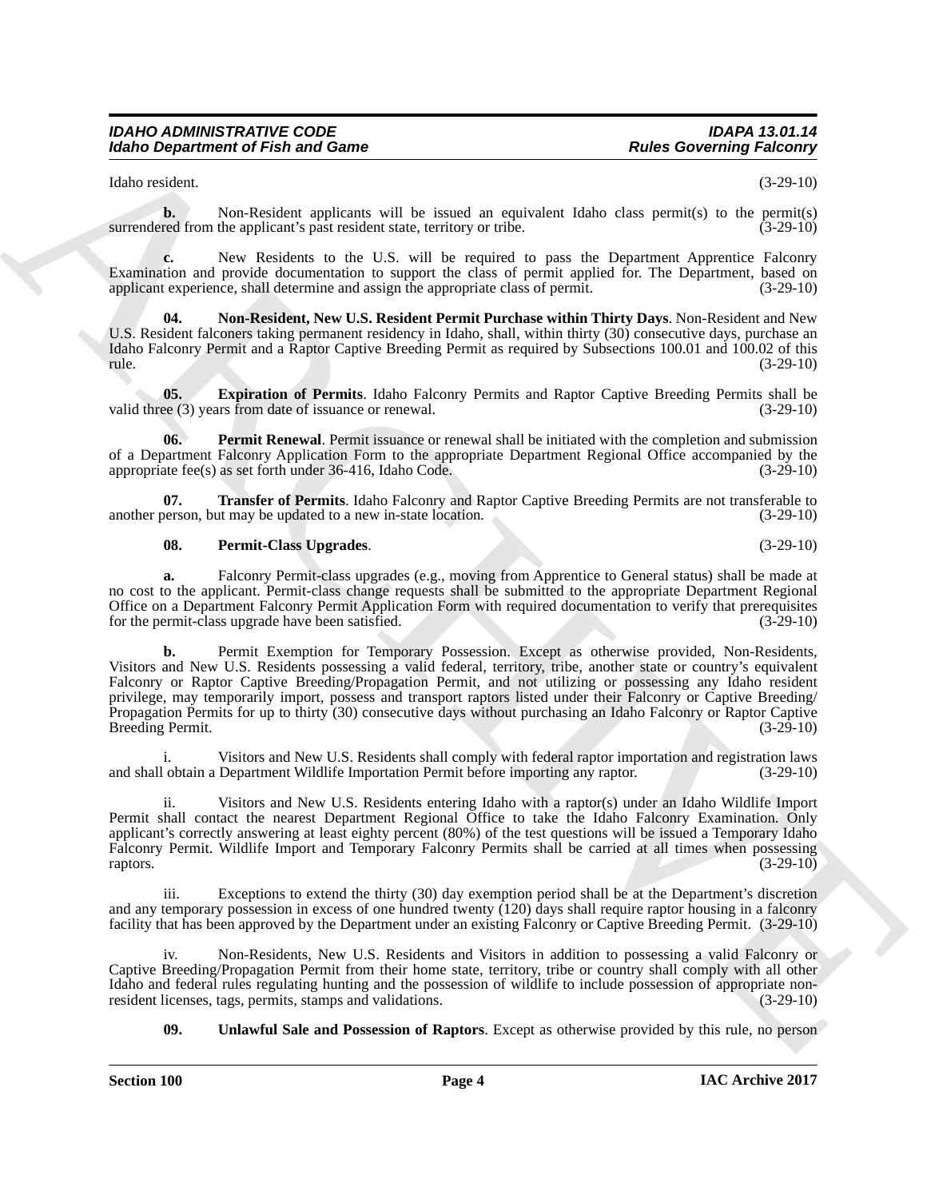Idaho resident. (3-29-10)

**b.** Non-Resident applicants will be issued an equivalent Idaho class permit(s) to the permit(s) surrendered from the applicant's past resident state, territory or tribe. (3-29-10)

**c.** New Residents to the U.S. will be required to pass the Department Apprentice Falconry Examination and provide documentation to support the class of permit applied for. The Department, based on applicant experience, shall determine and assign the appropriate class of permit. (3-29-10)

**04. Non-Resident, New U.S. Resident Permit Purchase within Thirty Days**. Non-Resident and New U.S. Resident falconers taking permanent residency in Idaho, shall, within thirty (30) consecutive days, purchase an Idaho Falconry Permit and a Raptor Captive Breeding Permit as required by Subsections 100.01 and 100.02 of this rule. (3-29-10)

**05. Expiration of Permits**. Idaho Falconry Permits and Raptor Captive Breeding Permits shall be valid three (3) years from date of issuance or renewal. (3-29-10)

**06. Permit Renewal**. Permit issuance or renewal shall be initiated with the completion and submission of a Department Falconry Application Form to the appropriate Department Regional Office accompanied by the appropriate fee(s) as set forth under 36-416, Idaho Code. (3-29-10)

**07. Transfer of Permits**. Idaho Falconry and Raptor Captive Breeding Permits are not transferable to another person, but may be updated to a new in-state location. (3-29-10)

**08. Permit-Class Upgrades**. (3-29-10)

**a.** Falconry Permit-class upgrades (e.g., moving from Apprentice to General status) shall be made at no cost to the applicant. Permit-class change requests shall be submitted to the appropriate Department Regional Office on a Department Falconry Permit Application Form with required documentation to verify that prerequisites for the permit-class upgrade have been satisfied. (3-29-10)

**b.** Permit Exemption for Temporary Possession. Except as otherwise provided, Non-Residents, Visitors and New U.S. Residents possessing a valid federal, territory, tribe, another state or country's equivalent Falconry or Raptor Captive Breeding/Propagation Permit, and not utilizing or possessing any Idaho resident privilege, may temporarily import, possess and transport raptors listed under their Falconry or Captive Breeding/ Propagation Permits for up to thirty (30) consecutive days without purchasing an Idaho Falconry or Raptor Captive Breeding Permit. (3-29-10)

i. Visitors and New U.S. Residents shall comply with federal raptor importation and registration laws and shall obtain a Department Wildlife Importation Permit before importing any raptor. (3-29-10)

ii. Visitors and New U.S. Residents entering Idaho with a raptor(s) under an Idaho Wildlife Import Permit shall contact the nearest Department Regional Office to take the Idaho Falconry Examination. Only applicant's correctly answering at least eighty percent (80%) of the test questions will be issued a Temporary Idaho Falconry Permit. Wildlife Import and Temporary Falconry Permits shall be carried at all times when possessing raptors. (3-29-10)

iii. Exceptions to extend the thirty (30) day exemption period shall be at the Department's discretion and any temporary possession in excess of one hundred twenty (120) days shall require raptor housing in a falconry facility that has been approved by the Department under an existing Falconry or Captive Breeding Permit. (3-29-10)

iv. Non-Residents, New U.S. Residents and Visitors in addition to possessing a valid Falconry or Captive Breeding/Propagation Permit from their home state, territory, tribe or country shall comply with all other Idaho and federal rules regulating hunting and the possession of wildlife to include possession of appropriate non-resident licenses, tags, permits, stamps and validations. (3-29-10)

**09. Unlawful Sale and Possession of Raptors**. Except as otherwise provided by this rule, no person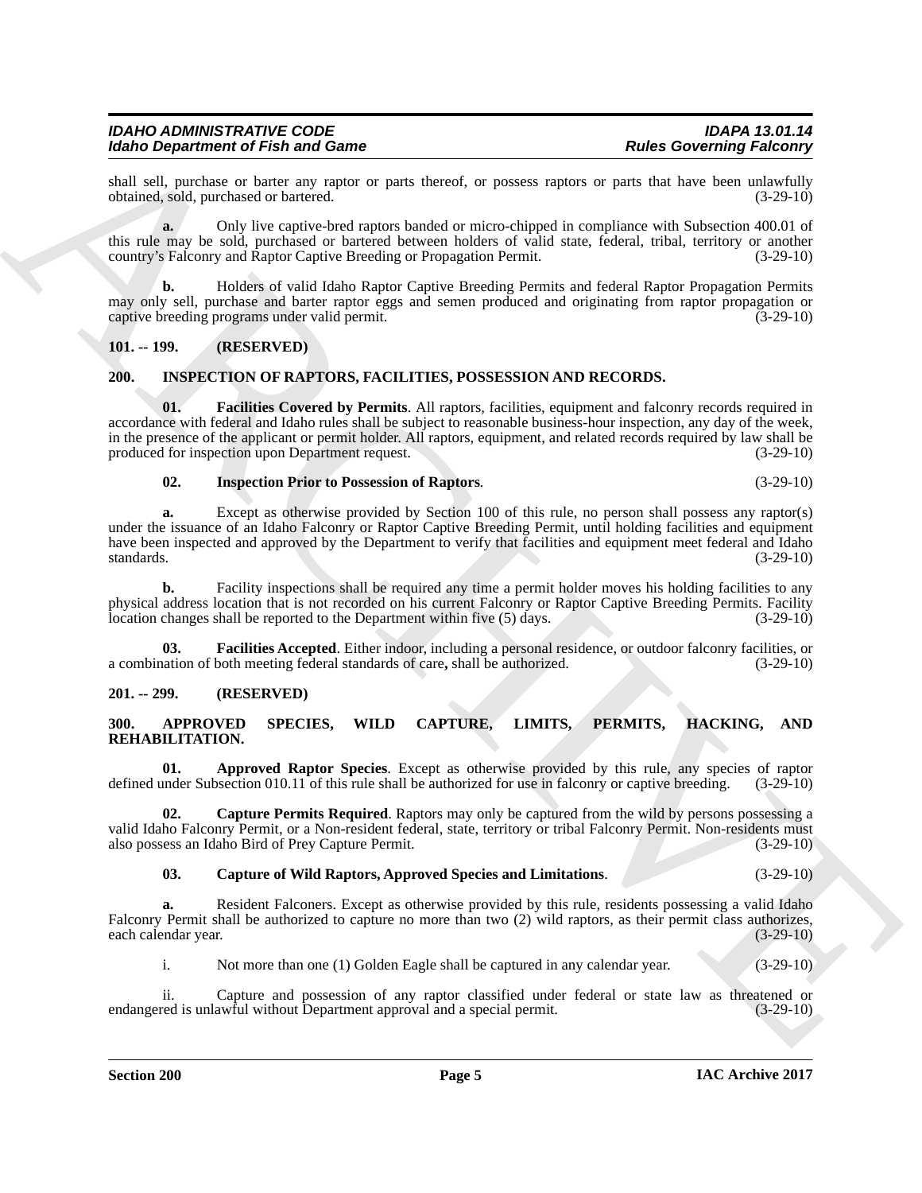shall sell, purchase or barter any raptor or parts thereof, or possess raptors or parts that have been unlawfully obtained, sold, purchased or bartered. (3-29-10)

**a.** Only live captive-bred raptors banded or micro-chipped in compliance with Subsection 400.01 of this rule may be sold, purchased or bartered between holders of valid state, federal, tribal, territory or another country's Falconry and Raptor Captive Breeding or Propagation Permit. (3-29-10)

**b.** Holders of valid Idaho Raptor Captive Breeding Permits and federal Raptor Propagation Permits may only sell, purchase and barter raptor eggs and semen produced and originating from raptor propagation or captive breeding programs under valid permit. (3-29-10)

## 101. -- 199. (RESERVED)

## 200. INSPECTION OF RAPTORS, FACILITIES, POSSESSION AND RECORDS.

**01. Facilities Covered by Permits**. All raptors, facilities, equipment and falconry records required in accordance with federal and Idaho rules shall be subject to reasonable business-hour inspection, any day of the week, in the presence of the applicant or permit holder. All raptors, equipment, and related records required by law shall be produced for inspection upon Department request. (3-29-10)

**02. Inspection Prior to Possession of Raptors**. (3-29-10)

**a.** Except as otherwise provided by Section 100 of this rule, no person shall possess any raptor(s) under the issuance of an Idaho Falconry or Raptor Captive Breeding Permit, until holding facilities and equipment have been inspected and approved by the Department to verify that facilities and equipment meet federal and Idaho standards. (3-29-10)

**b.** Facility inspections shall be required any time a permit holder moves his holding facilities to any physical address location that is not recorded on his current Falconry or Raptor Captive Breeding Permits. Facility location changes shall be reported to the Department within five (5) days. (3-29-10)

**03. Facilities Accepted**. Either indoor, including a personal residence, or outdoor falconry facilities, or a combination of both meeting federal standards of care**,** shall be authorized. (3-29-10)

## 201. -- 299. (RESERVED)

## 300. APPROVED SPECIES, WILD CAPTURE, LIMITS, PERMITS, HACKING, AND REHABILITATION.

**01. Approved Raptor Species**. Except as otherwise provided by this rule, any species of raptor defined under Subsection 010.11 of this rule shall be authorized for use in falconry or captive breeding. (3-29-10)

**02. Capture Permits Required**. Raptors may only be captured from the wild by persons possessing a valid Idaho Falconry Permit, or a Non-resident federal, state, territory or tribal Falconry Permit. Non-residents must also possess an Idaho Bird of Prey Capture Permit. (3-29-10)

**03. Capture of Wild Raptors, Approved Species and Limitations**. (3-29-10)

**a.** Resident Falconers. Except as otherwise provided by this rule, residents possessing a valid Idaho Falconry Permit shall be authorized to capture no more than two (2) wild raptors, as their permit class authorizes, each calendar year. (3-29-10)

i. Not more than one (1) Golden Eagle shall be captured in any calendar year. (3-29-10)

ii. Capture and possession of any raptor classified under federal or state law as threatened or endangered is unlawful without Department approval and a special permit. (3-29-10)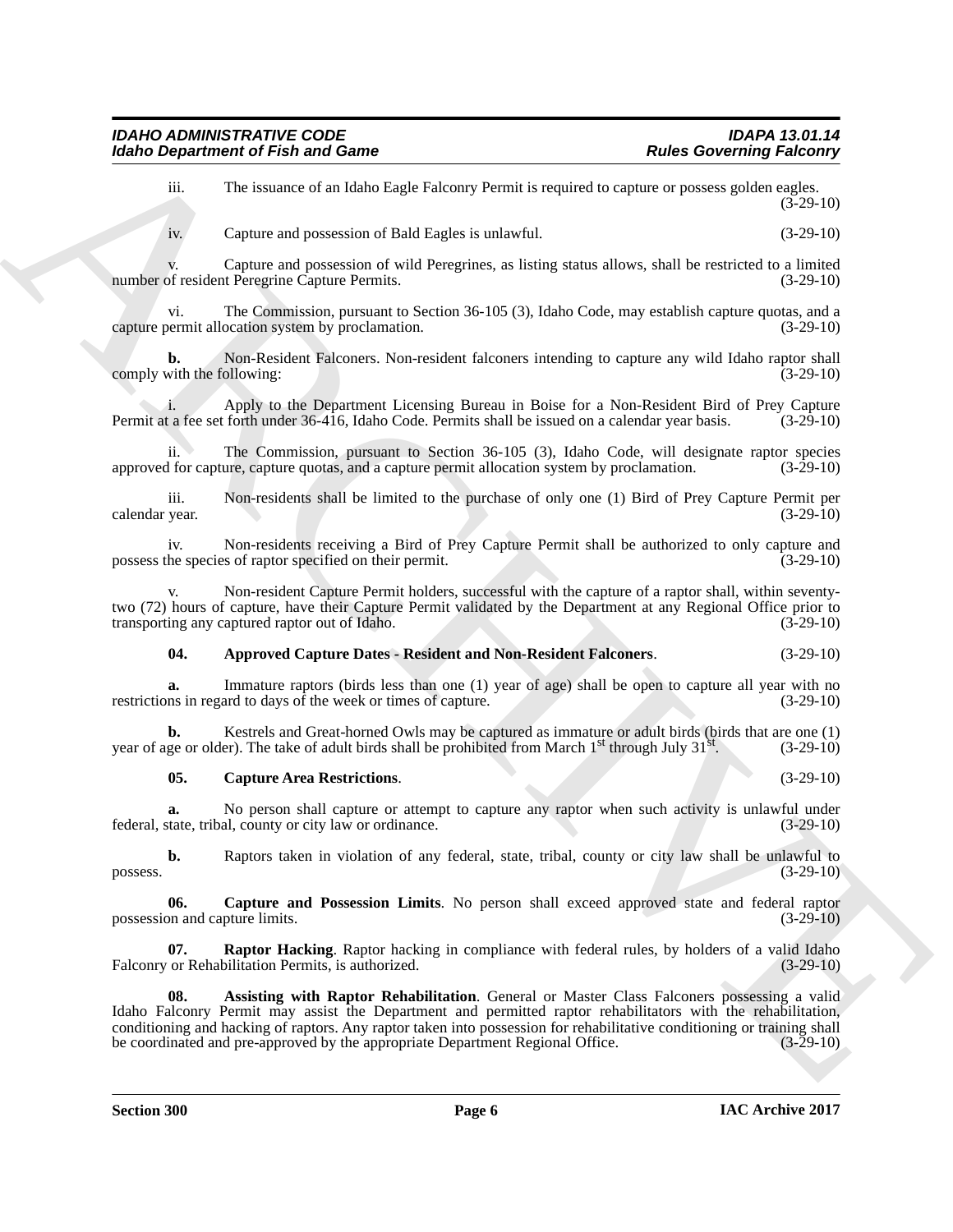iii. The issuance of an Idaho Eagle Falconry Permit is required to capture or possess golden eagles. (3-29-10)

iv. Capture and possession of Bald Eagles is unlawful. (3-29-10)

v. Capture and possession of wild Peregrines, as listing status allows, shall be restricted to a limited number of resident Peregrine Capture Permits. (3-29-10)

vi. The Commission, pursuant to Section 36-105 (3), Idaho Code, may establish capture quotas, and a capture permit allocation system by proclamation. (3-29-10)

**b.** Non-Resident Falconers. Non-resident falconers intending to capture any wild Idaho raptor shall comply with the following: (3-29-10)

i. Apply to the Department Licensing Bureau in Boise for a Non-Resident Bird of Prey Capture Permit at a fee set forth under 36-416, Idaho Code. Permits shall be issued on a calendar year basis. (3-29-10)

ii. The Commission, pursuant to Section 36-105 (3), Idaho Code, will designate raptor species approved for capture, capture quotas, and a capture permit allocation system by proclamation. (3-29-10)

iii. Non-residents shall be limited to the purchase of only one (1) Bird of Prey Capture Permit per calendar year. (3-29-10)

iv. Non-residents receiving a Bird of Prey Capture Permit shall be authorized to only capture and possess the species of raptor specified on their permit. (3-29-10)

v. Non-resident Capture Permit holders, successful with the capture of a raptor shall, within seventy-two (72) hours of capture, have their Capture Permit validated by the Department at any Regional Office prior to transporting any captured raptor out of Idaho. (3-29-10)

**04. Approved Capture Dates - Resident and Non-Resident Falconers**. (3-29-10)

**a.** Immature raptors (birds less than one (1) year of age) shall be open to capture all year with no restrictions in regard to days of the week or times of capture. (3-29-10)

**b.** Kestrels and Great-horned Owls may be captured as immature or adult birds (birds that are one (1) year of age or older). The take of adult birds shall be prohibited from March 1st through July 31st. (3-29-10)

**05. Capture Area Restrictions**. (3-29-10)

**a.** No person shall capture or attempt to capture any raptor when such activity is unlawful under federal, state, tribal, county or city law or ordinance. (3-29-10)

**b.** Raptors taken in violation of any federal, state, tribal, county or city law shall be unlawful to possess. (3-29-10)

**06. Capture and Possession Limits**. No person shall exceed approved state and federal raptor possession and capture limits. (3-29-10)

**07. Raptor Hacking**. Raptor hacking in compliance with federal rules, by holders of a valid Idaho Falconry or Rehabilitation Permits, is authorized. (3-29-10)

**08. Assisting with Raptor Rehabilitation**. General or Master Class Falconers possessing a valid Idaho Falconry Permit may assist the Department and permitted raptor rehabilitators with the rehabilitation, conditioning and hacking of raptors. Any raptor taken into possession for rehabilitative conditioning or training shall be coordinated and pre-approved by the appropriate Department Regional Office. (3-29-10)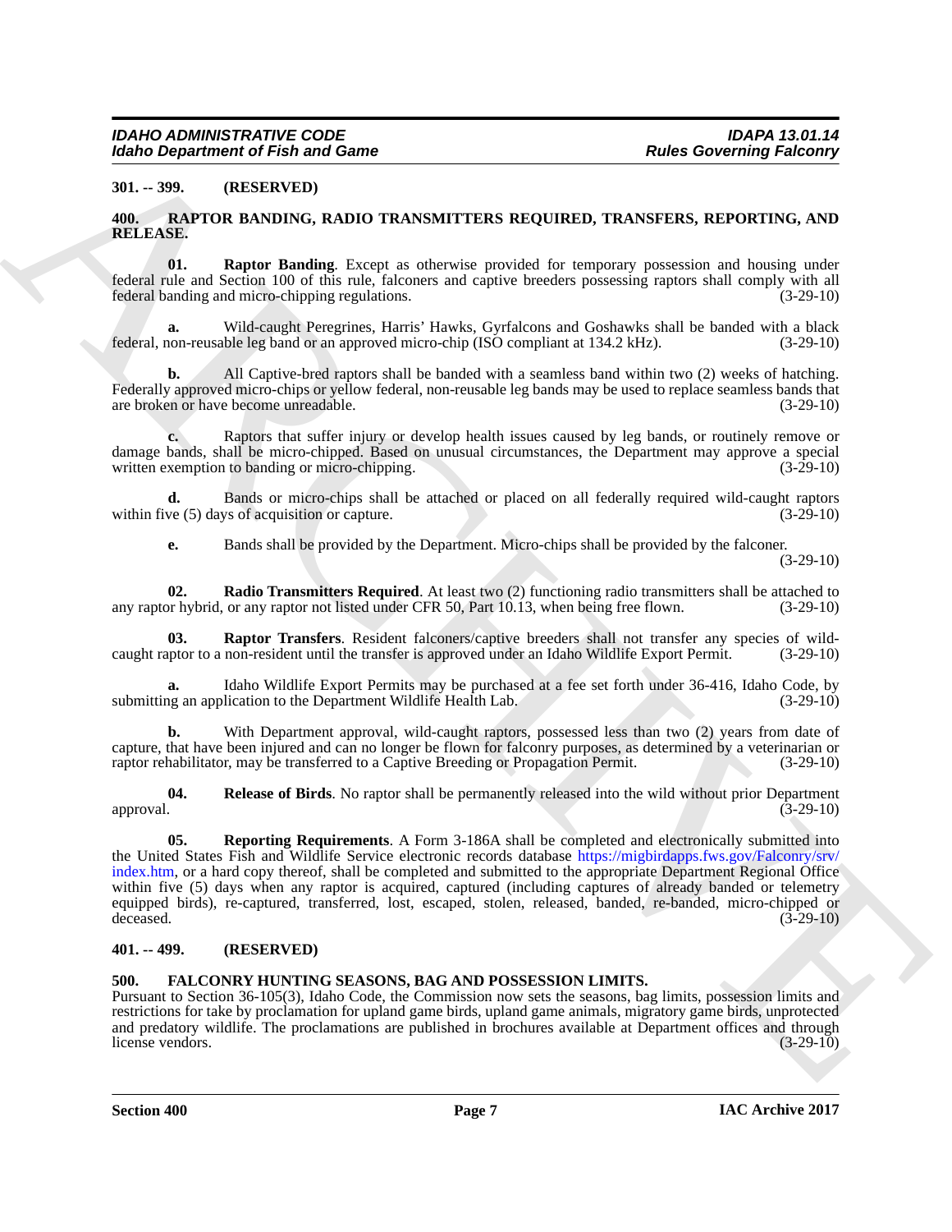**301. -- 399. (RESERVED)**

**400. RAPTOR BANDING, RADIO TRANSMITTERS REQUIRED, TRANSFERS, REPORTING, AND RELEASE.**

**01. Raptor Banding**. Except as otherwise provided for temporary possession and housing under federal rule and Section 100 of this rule, falconers and captive breeders possessing raptors shall comply with all federal banding and micro-chipping regulations. (3-29-10)

**a.** Wild-caught Peregrines, Harris' Hawks, Gyrfalcons and Goshawks shall be banded with a black federal, non-reusable leg band or an approved micro-chip (ISO compliant at 134.2 kHz). (3-29-10)

**b.** All Captive-bred raptors shall be banded with a seamless band within two (2) weeks of hatching. Federally approved micro-chips or yellow federal, non-reusable leg bands may be used to replace seamless bands that are broken or have become unreadable. (3-29-10)

**c.** Raptors that suffer injury or develop health issues caused by leg bands, or routinely remove or damage bands, shall be micro-chipped. Based on unusual circumstances, the Department may approve a special written exemption to banding or micro-chipping. (3-29-10)

**d.** Bands or micro-chips shall be attached or placed on all federally required wild-caught raptors within five (5) days of acquisition or capture. (3-29-10)

**e.** Bands shall be provided by the Department. Micro-chips shall be provided by the falconer. (3-29-10)

**02. Radio Transmitters Required**. At least two (2) functioning radio transmitters shall be attached to any raptor hybrid, or any raptor not listed under CFR 50, Part 10.13, when being free flown. (3-29-10)

**03. Raptor Transfers**. Resident falconers/captive breeders shall not transfer any species of wild-caught raptor to a non-resident until the transfer is approved under an Idaho Wildlife Export Permit. (3-29-10)

**a.** Idaho Wildlife Export Permits may be purchased at a fee set forth under 36-416, Idaho Code, by submitting an application to the Department Wildlife Health Lab. (3-29-10)

**b.** With Department approval, wild-caught raptors, possessed less than two (2) years from date of capture, that have been injured and can no longer be flown for falconry purposes, as determined by a veterinarian or raptor rehabilitator, may be transferred to a Captive Breeding or Propagation Permit. (3-29-10)

**04. Release of Birds**. No raptor shall be permanently released into the wild without prior Department approval. (3-29-10)

**05. Reporting Requirements**. A Form 3-186A shall be completed and electronically submitted into the United States Fish and Wildlife Service electronic records database https://migbirdapps.fws.gov/Falconry/srv/index.htm, or a hard copy thereof, shall be completed and submitted to the appropriate Department Regional Office within five (5) days when any raptor is acquired, captured (including captures of already banded or telemetry equipped birds), re-captured, transferred, lost, escaped, stolen, released, banded, re-banded, micro-chipped or deceased. (3-29-10)

**401. -- 499. (RESERVED)**

**500. FALCONRY HUNTING SEASONS, BAG AND POSSESSION LIMITS.**

Pursuant to Section 36-105(3), Idaho Code, the Commission now sets the seasons, bag limits, possession limits and restrictions for take by proclamation for upland game birds, upland game animals, migratory game birds, unprotected and predatory wildlife. The proclamations are published in brochures available at Department offices and through license vendors. (3-29-10)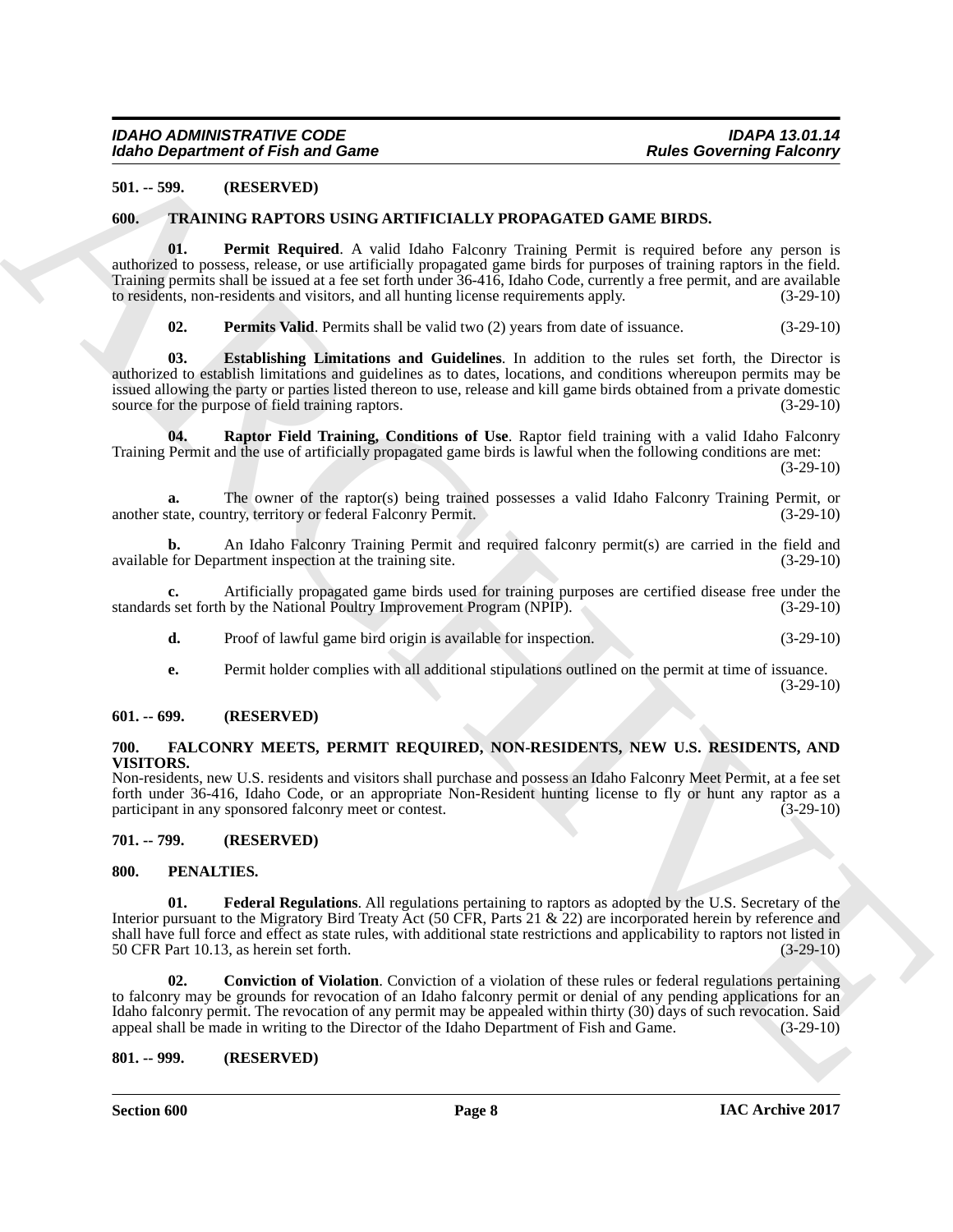**501. -- 599. (RESERVED)**

**600. TRAINING RAPTORS USING ARTIFICIALLY PROPAGATED GAME BIRDS.**

**01. Permit Required**. A valid Idaho Falconry Training Permit is required before any person is authorized to possess, release, or use artificially propagated game birds for purposes of training raptors in the field. Training permits shall be issued at a fee set forth under 36-416, Idaho Code, currently a free permit, and are available to residents, non-residents and visitors, and all hunting license requirements apply. (3-29-10)

**02. Permits Valid**. Permits shall be valid two (2) years from date of issuance. (3-29-10)

**03. Establishing Limitations and Guidelines**. In addition to the rules set forth, the Director is authorized to establish limitations and guidelines as to dates, locations, and conditions whereupon permits may be issued allowing the party or parties listed thereon to use, release and kill game birds obtained from a private domestic source for the purpose of field training raptors. (3-29-10)

**04. Raptor Field Training, Conditions of Use**. Raptor field training with a valid Idaho Falconry Training Permit and the use of artificially propagated game birds is lawful when the following conditions are met: (3-29-10)

**a.** The owner of the raptor(s) being trained possesses a valid Idaho Falconry Training Permit, or another state, country, territory or federal Falconry Permit. (3-29-10)

**b.** An Idaho Falconry Training Permit and required falconry permit(s) are carried in the field and available for Department inspection at the training site. (3-29-10)

**c.** Artificially propagated game birds used for training purposes are certified disease free under the standards set forth by the National Poultry Improvement Program (NPIP). (3-29-10)

**d.** Proof of lawful game bird origin is available for inspection. (3-29-10)

**e.** Permit holder complies with all additional stipulations outlined on the permit at time of issuance. (3-29-10)

**601. -- 699. (RESERVED)**

**700. FALCONRY MEETS, PERMIT REQUIRED, NON-RESIDENTS, NEW U.S. RESIDENTS, AND VISITORS.**

Non-residents, new U.S. residents and visitors shall purchase and possess an Idaho Falconry Meet Permit, at a fee set forth under 36-416, Idaho Code, or an appropriate Non-Resident hunting license to fly or hunt any raptor as a participant in any sponsored falconry meet or contest. (3-29-10)

**701. -- 799. (RESERVED)**

**800. PENALTIES.**

**01. Federal Regulations**. All regulations pertaining to raptors as adopted by the U.S. Secretary of the Interior pursuant to the Migratory Bird Treaty Act (50 CFR, Parts 21 & 22) are incorporated herein by reference and shall have full force and effect as state rules, with additional state restrictions and applicability to raptors not listed in 50 CFR Part 10.13, as herein set forth. (3-29-10)

**02. Conviction of Violation**. Conviction of a violation of these rules or federal regulations pertaining to falconry may be grounds for revocation of an Idaho falconry permit or denial of any pending applications for an Idaho falconry permit. The revocation of any permit may be appealed within thirty (30) days of such revocation. Said appeal shall be made in writing to the Director of the Idaho Department of Fish and Game. (3-29-10)

**801. -- 999. (RESERVED)**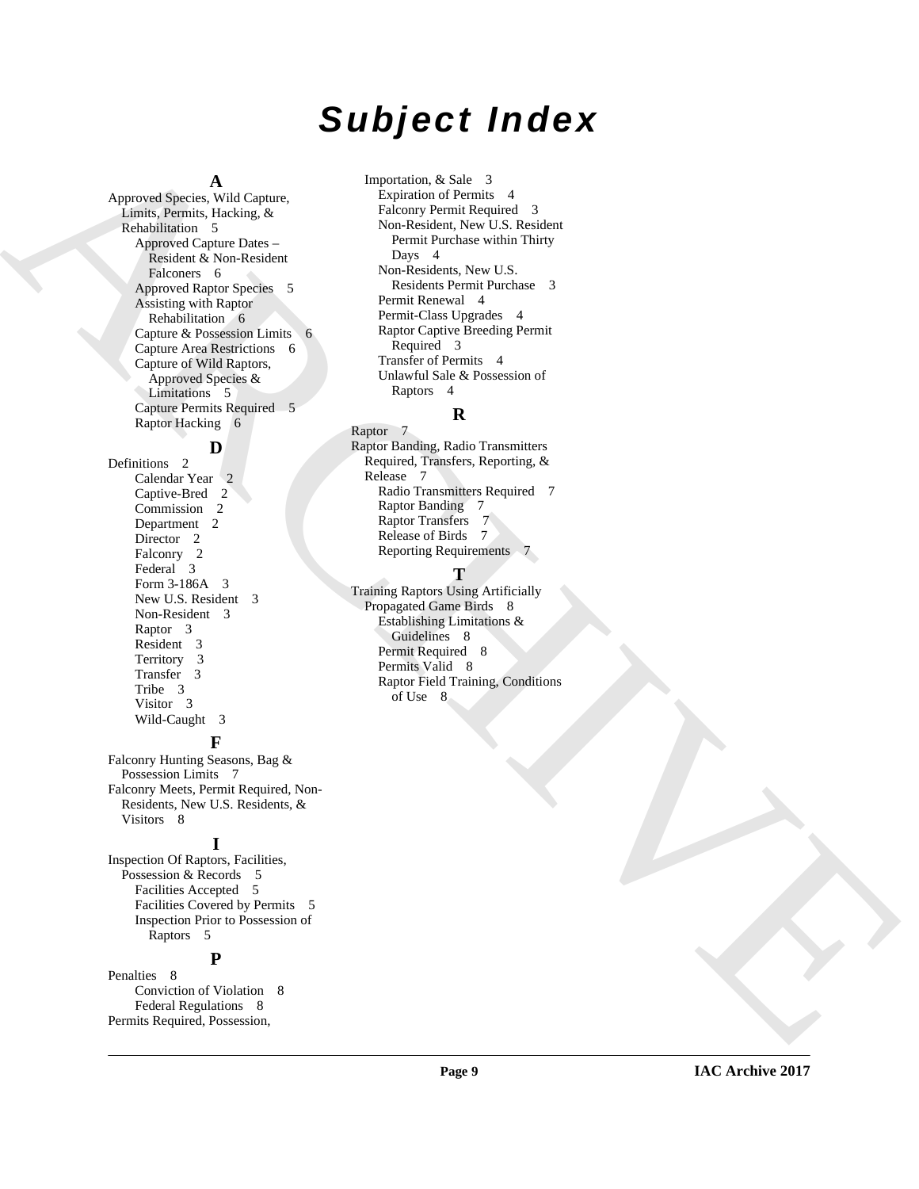# Subject Index

**A**

Approved Species, Wild Capture, Limits, Permits, Hacking, & Rehabilitation 5
- Approved Capture Dates – Resident & Non-Resident Falconers 6
- Approved Raptor Species 5
- Assisting with Raptor Rehabilitation 6
- Capture & Possession Limits 6
- Capture Area Restrictions 6
- Capture of Wild Raptors, Approved Species & Limitations 5
- Capture Permits Required 5
- Raptor Hacking 6

**D**

Definitions 2
- Calendar Year 2
- Captive-Bred 2
- Commission 2
- Department 2
- Director 2
- Falconry 2
- Federal 3
- Form 3-186A 3
- New U.S. Resident 3
- Non-Resident 3
- Raptor 3
- Resident 3
- Territory 3
- Transfer 3
- Tribe 3
- Visitor 3
- Wild-Caught 3

**F**

Falconry Hunting Seasons, Bag & Possession Limits 7

Falconry Meets, Permit Required, Non-Residents, New U.S. Residents, & Visitors 8

**I**

Inspection Of Raptors, Facilities, Possession & Records 5
- Facilities Accepted 5
- Facilities Covered by Permits 5
- Inspection Prior to Possession of Raptors 5

**P**

Penalties 8
- Conviction of Violation 8
- Federal Regulations 8

Permits Required, Possession, Importation, & Sale 3
- Expiration of Permits 4
- Falconry Permit Required 3
- Non-Resident, New U.S. Resident Permit Purchase within Thirty Days 4
- Non-Residents, New U.S. Residents Permit Purchase 3
- Permit Renewal 4
- Permit-Class Upgrades 4
- Raptor Captive Breeding Permit Required 3
- Transfer of Permits 4
- Unlawful Sale & Possession of Raptors 4

**R**

Raptor 7

Raptor Banding, Radio Transmitters Required, Transfers, Reporting, & Release 7
- Radio Transmitters Required 7
- Raptor Banding 7
- Raptor Transfers 7
- Release of Birds 7
- Reporting Requirements 7

**T**

Training Raptors Using Artificially Propagated Game Birds 8
- Establishing Limitations & Guidelines 8
- Permit Required 8
- Permits Valid 8
- Raptor Field Training, Conditions of Use 8